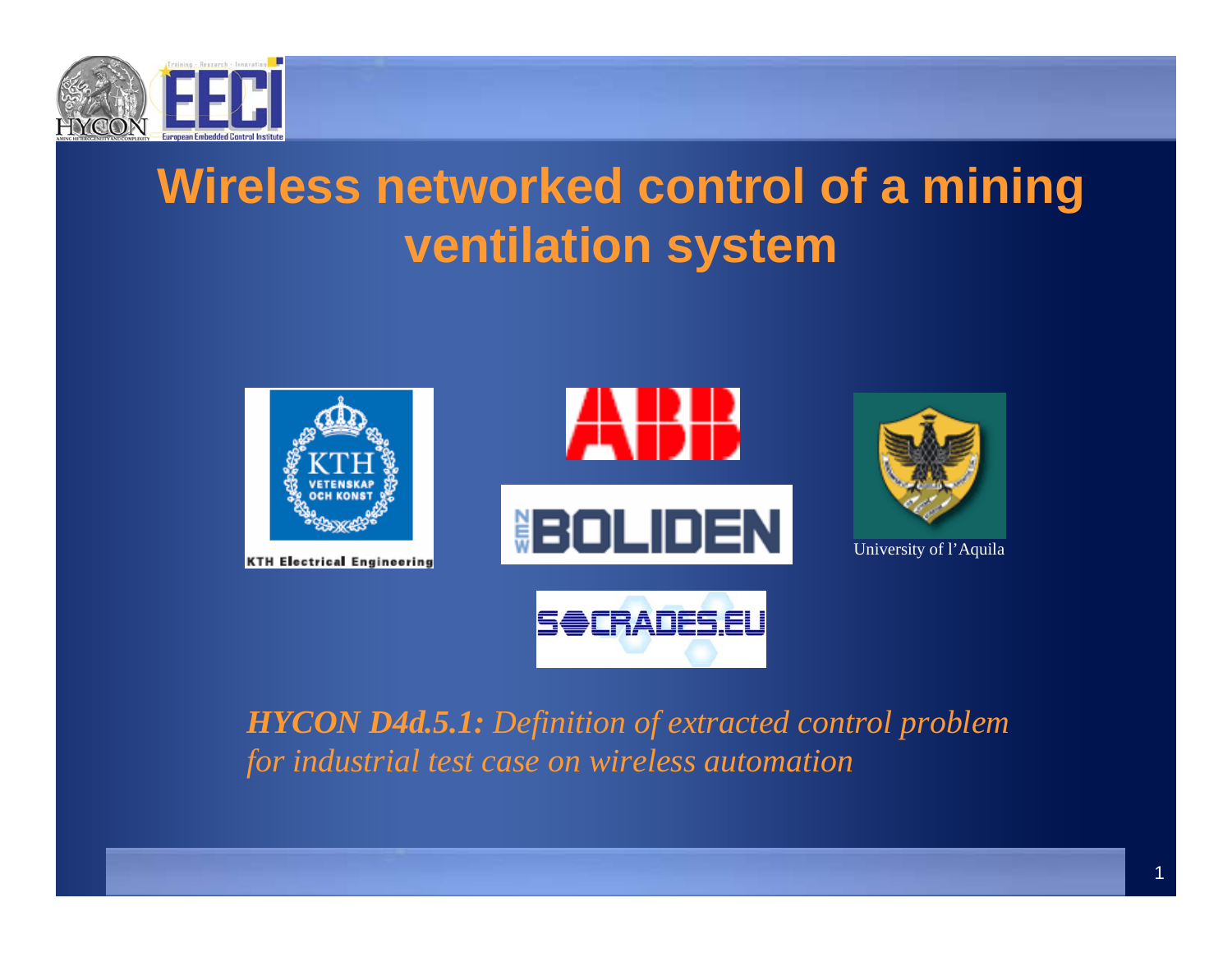# Wireless networked control of a mining ventilation system

KTH Electrical Engineering

University of l'Aquila

***HYCON D4d.5.1:*** *Definition of extracted control problem for industrial test case on wireless automation*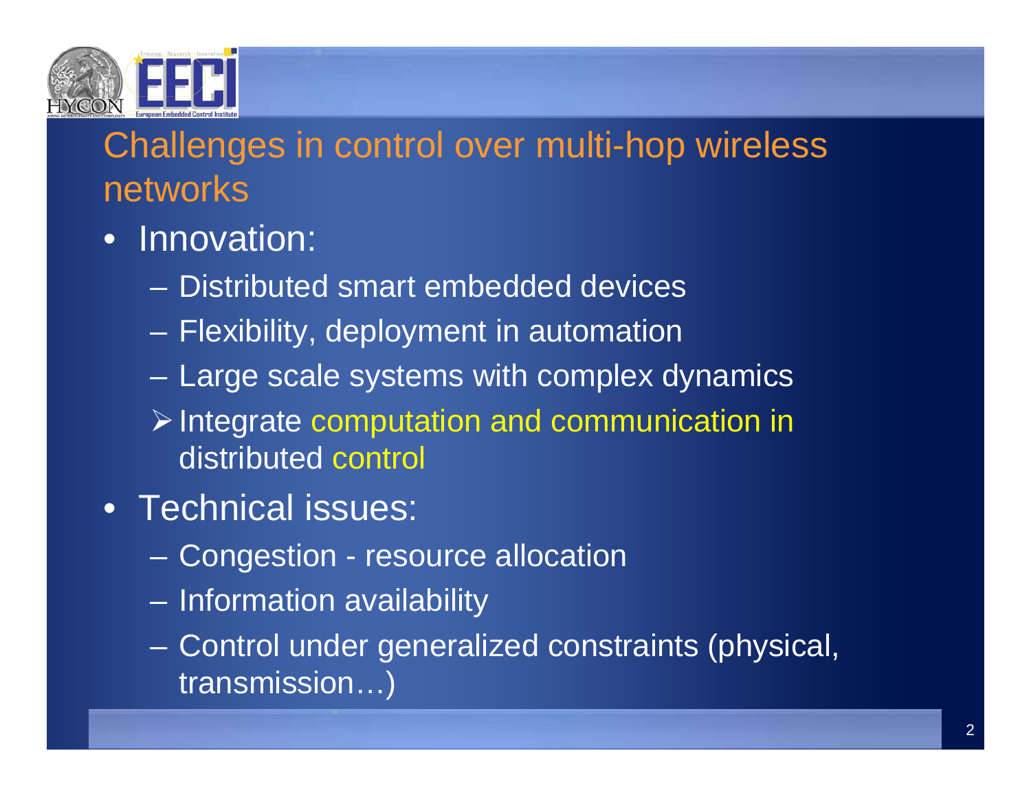# Challenges in control over multi-hop wireless networks

- Innovation:
  - Distributed smart embedded devices
  - Flexibility, deployment in automation
  - Large scale systems with complex dynamics
  - ➢ Integrate computation and communication in distributed control
- Technical issues:
  - Congestion - resource allocation
  - Information availability
  - Control under generalized constraints (physical, transmission…)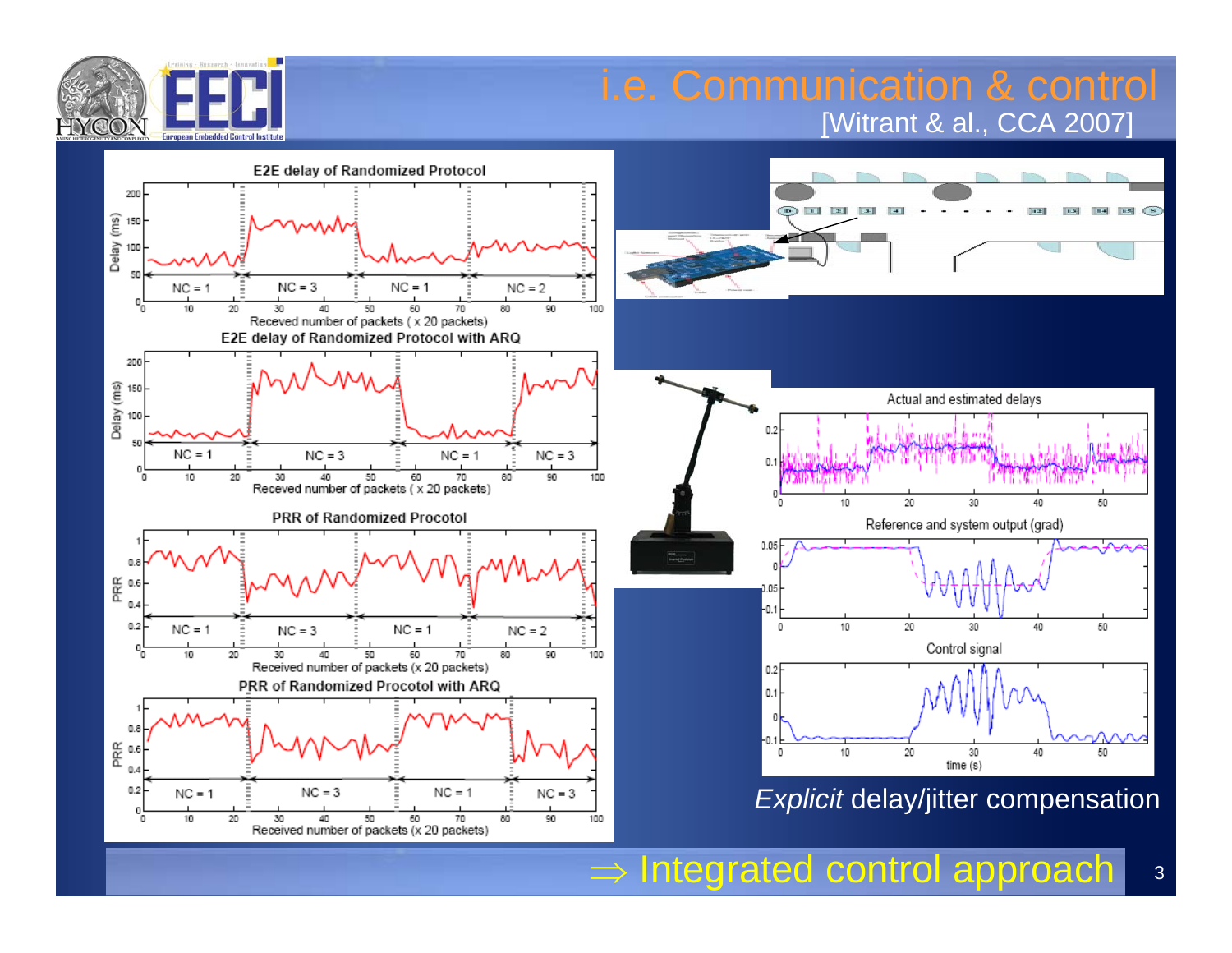# i.e. Communication & control

[Witrant & al., CCA 2007]

*Explicit* delay/jitter compensation

⇒ Integrated control approach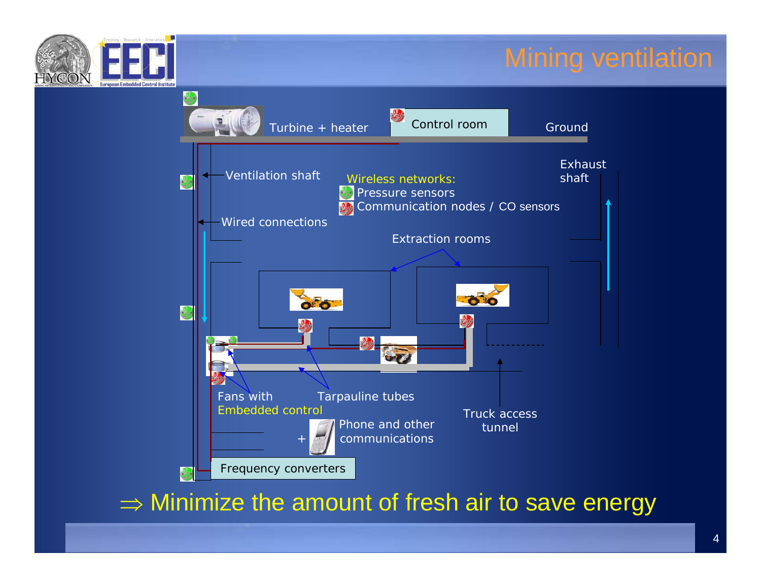# Mining ventilation

Turbine + heater

Control room

Ground

Ventilation shaft

Wireless networks:

Pressure sensors

Communication nodes / CO sensors

Exhaust shaft

Wired connections

Extraction rooms

Fans with Embedded control

Tarpauline tubes

Truck access tunnel

\+ Phone and other communications

Frequency converters

⇒ Minimize the amount of fresh air to save energy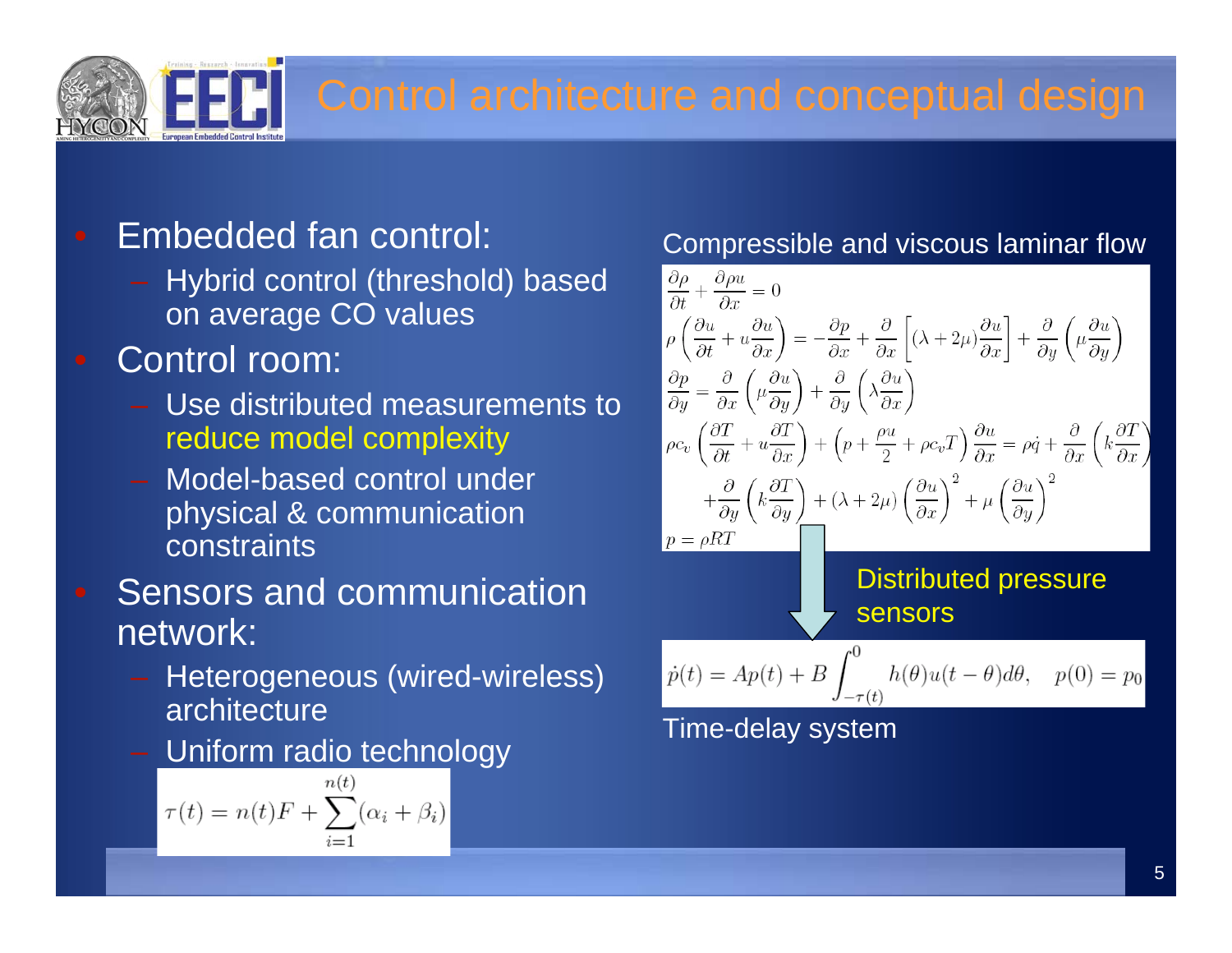# Control architecture and conceptual design

- Embedded fan control:
  - Hybrid control (threshold) based on average CO values
- Control room:
  - Use distributed measurements to reduce model complexity
  - Model-based control under physical & communication constraints
- Sensors and communication network:
  - Heterogeneous (wired-wireless) architecture
  - Uniform radio technology

$$\tau(t) = n(t)F + \sum_{i=1}^{n(t)} (\alpha_i + \beta_i)$$

Compressible and viscous laminar flow

$$\frac{\partial \rho}{\partial t} + \frac{\partial \rho u}{\partial x} = 0$$

$$\rho \left( \frac{\partial u}{\partial t} + u \frac{\partial u}{\partial x} \right) = -\frac{\partial p}{\partial x} + \frac{\partial}{\partial x} \left[ (\lambda + 2\mu) \frac{\partial u}{\partial x} \right] + \frac{\partial}{\partial y} \left( \mu \frac{\partial u}{\partial y} \right)$$

$$\frac{\partial p}{\partial y} = \frac{\partial}{\partial x} \left( \mu \frac{\partial u}{\partial y} \right) + \frac{\partial}{\partial y} \left( \lambda \frac{\partial u}{\partial x} \right)$$

$$\rho c_v \left( \frac{\partial T}{\partial t} + u \frac{\partial T}{\partial x} \right) + \left( p + \frac{\rho u}{2} + \rho c_v T \right) \frac{\partial u}{\partial x} = \rho \dot{q} + \frac{\partial}{\partial x} \left( k \frac{\partial T}{\partial x} \right) + \frac{\partial}{\partial y} \left( k \frac{\partial T}{\partial y} \right) + (\lambda + 2\mu) \left( \frac{\partial u}{\partial x} \right)^2 + \mu \left( \frac{\partial u}{\partial y} \right)^2$$

$$p = \rho R T$$

Distributed pressure sensors

$$\dot{p}(t) = Ap(t) + B \int_{-\tau(t)}^{0} h(\theta) u(t - \theta) d\theta, \quad p(0) = p_0$$

Time-delay system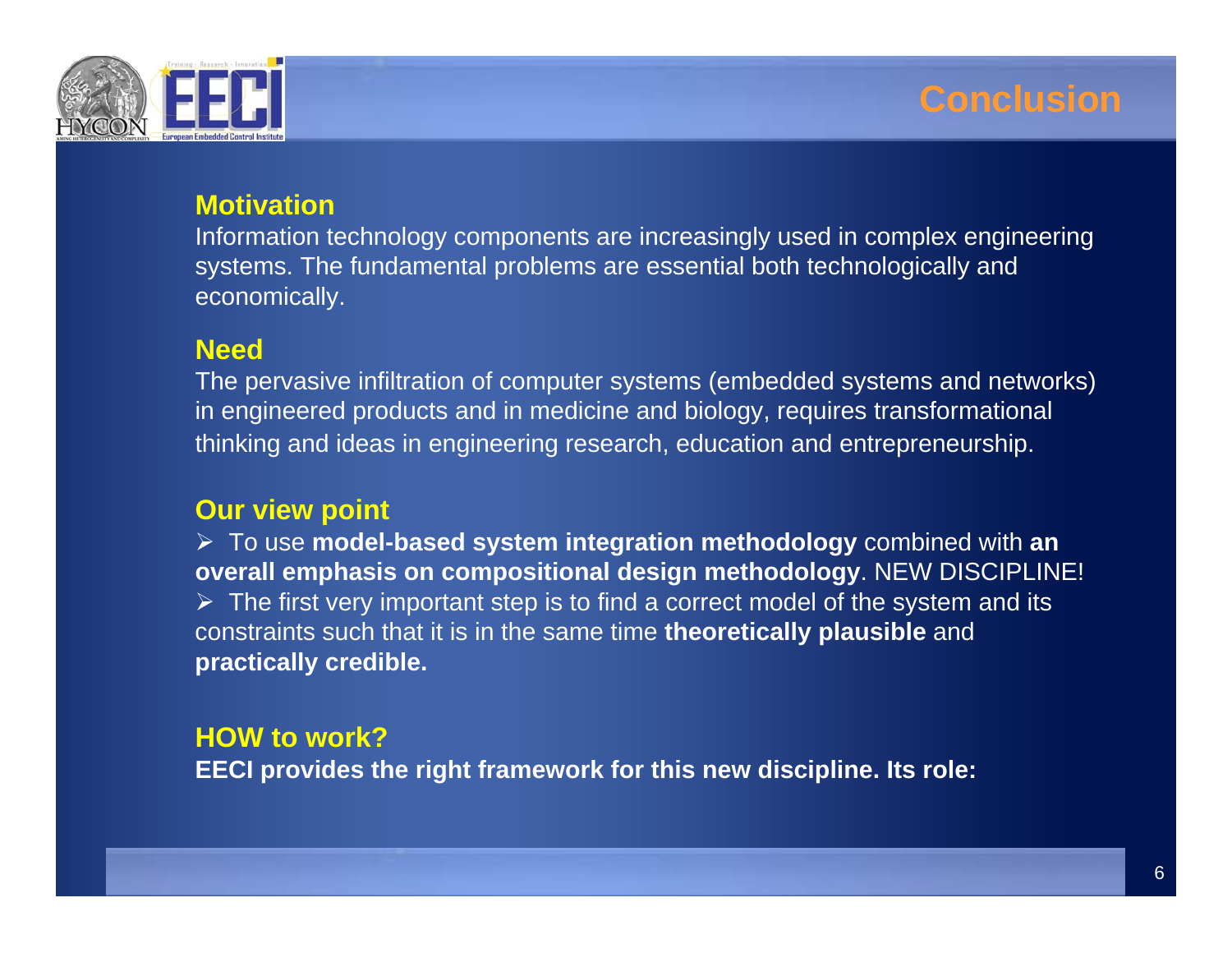# Conclusion

### Motivation

Information technology components are increasingly used in complex engineering systems. The fundamental problems are essential both technologically and economically.

### Need

The pervasive infiltration of computer systems (embedded systems and networks) in engineered products and in medicine and biology, requires transformational thinking and ideas in engineering research, education and entrepreneurship.

### Our view point

- To use **model-based system integration methodology** combined with **an overall emphasis on compositional design methodology**. NEW DISCIPLINE!
- The first very important step is to find a correct model of the system and its constraints such that it is in the same time **theoretically plausible** and **practically credible.**

### HOW to work?

**EECI provides the right framework for this new discipline. Its role:**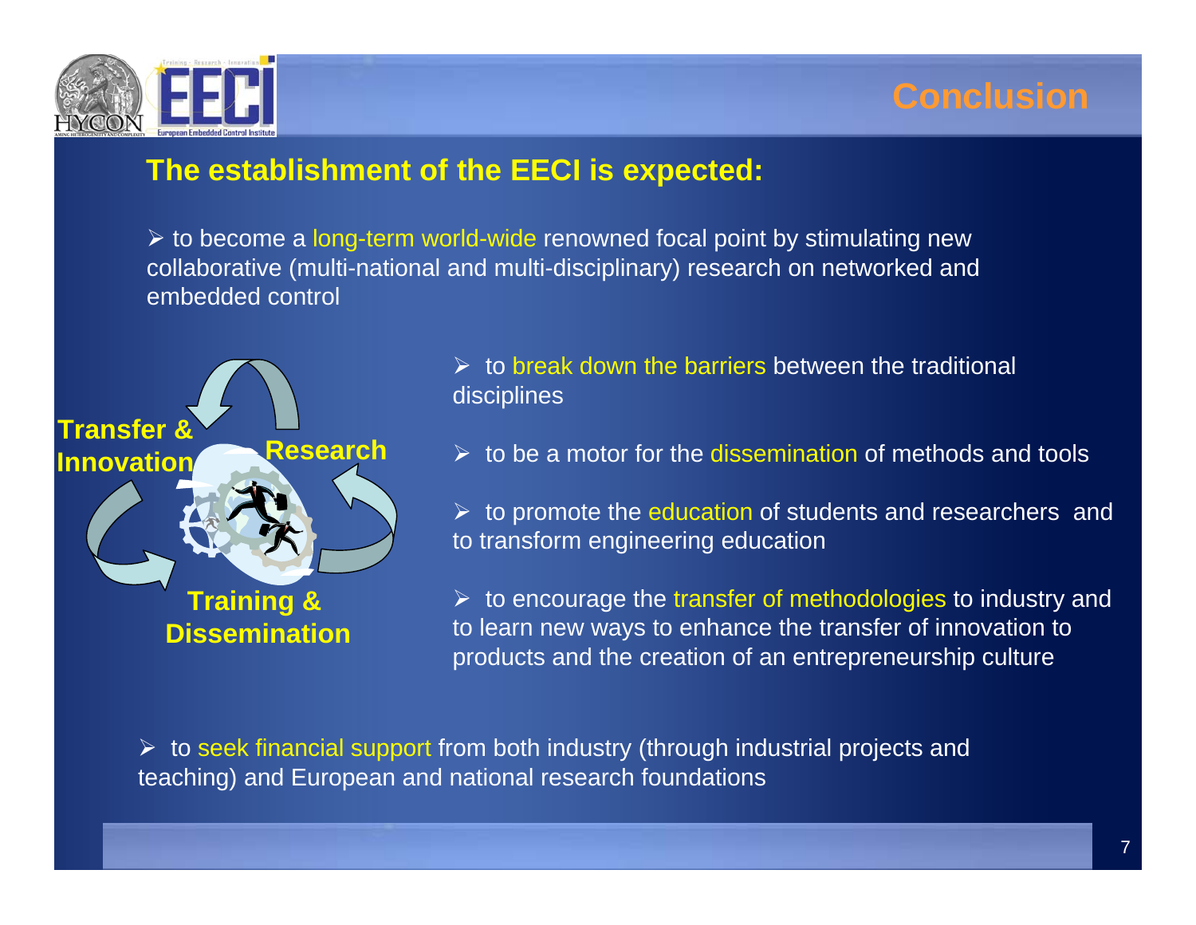# Conclusion

**The establishment of the EECI is expected:**

- to become a long-term world-wide renowned focal point by stimulating new collaborative (multi-national and multi-disciplinary) research on networked and embedded control

**Transfer & Innovation** — **Research** — **Training & Dissemination**

- to break down the barriers between the traditional disciplines
- to be a motor for the dissemination of methods and tools
- to promote the education of students and researchers and to transform engineering education
- to encourage the transfer of methodologies to industry and to learn new ways to enhance the transfer of innovation to products and the creation of an entrepreneurship culture
- to seek financial support from both industry (through industrial projects and teaching) and European and national research foundations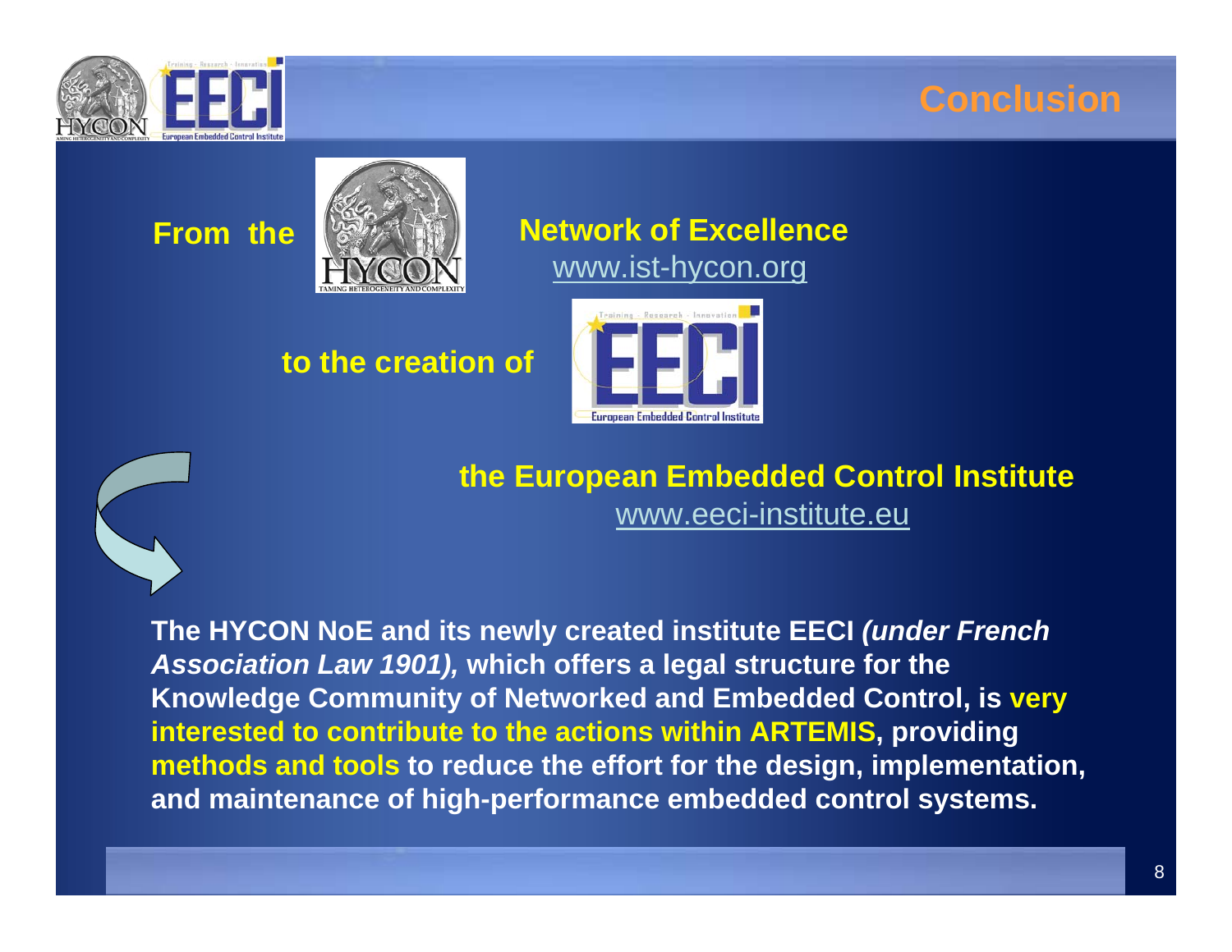# Conclusion

**From the** HYCON **Network of Excellence**

www.ist-hycon.org

**to the creation of** EECI

**the European Embedded Control Institute**

www.eeci-institute.eu

**The HYCON NoE and its newly created institute EECI *(under French Association Law 1901),* which offers a legal structure for the Knowledge Community of Networked and Embedded Control, is very interested to contribute to the actions within ARTEMIS, providing methods and tools to reduce the effort for the design, implementation, and maintenance of high-performance embedded control systems.**